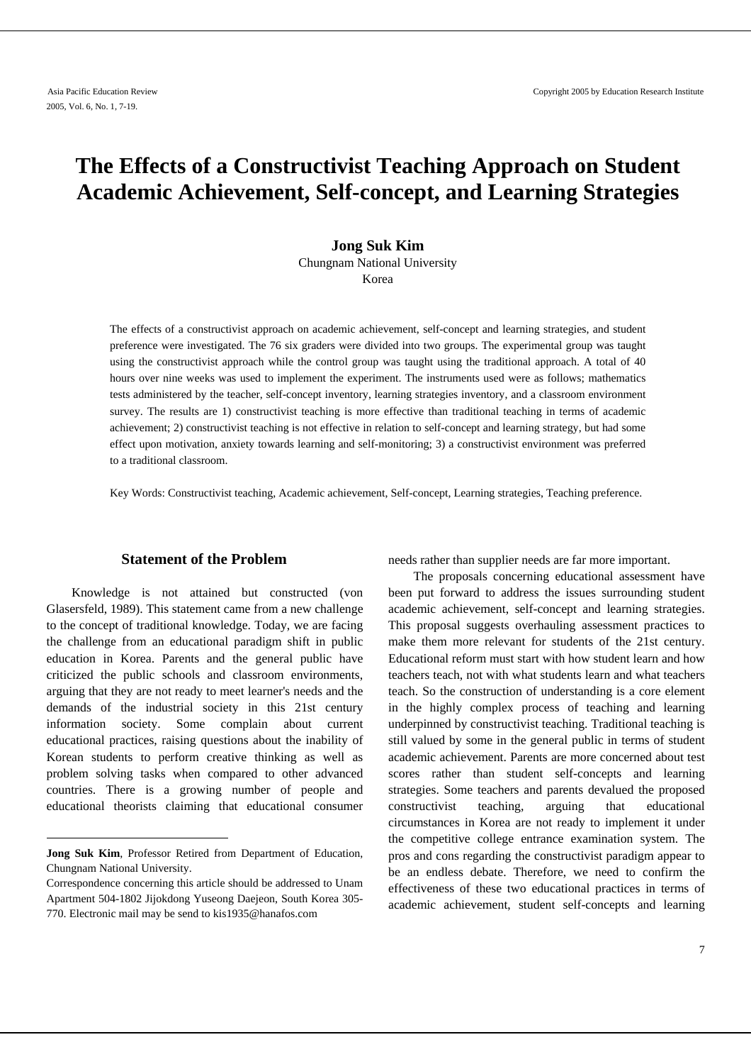# The Effects of a Constructivist Teaching Approach on Student Academic Achievement, Self-concept, and Learning Strategies

**Jong Suk Kim**
Chungnam National University
Korea

The effects of a constructivist approach on academic achievement, self-concept and learning strategies, and student preference were investigated. The 76 six graders were divided into two groups. The experimental group was taught using the constructivist approach while the control group was taught using the traditional approach. A total of 40 hours over nine weeks was used to implement the experiment. The instruments used were as follows; mathematics tests administered by the teacher, self-concept inventory, learning strategies inventory, and a classroom environment survey. The results are 1) constructivist teaching is more effective than traditional teaching in terms of academic achievement; 2) constructivist teaching is not effective in relation to self-concept and learning strategy, but had some effect upon motivation, anxiety towards learning and self-monitoring; 3) a constructivist environment was preferred to a traditional classroom.

Key Words: Constructivist teaching, Academic achievement, Self-concept, Learning strategies, Teaching preference.

## Statement of the Problem

Knowledge is not attained but constructed (von Glasersfeld, 1989). This statement came from a new challenge to the concept of traditional knowledge. Today, we are facing the challenge from an educational paradigm shift in public education in Korea. Parents and the general public have criticized the public schools and classroom environments, arguing that they are not ready to meet learner's needs and the demands of the industrial society in this 21st century information society. Some complain about current educational practices, raising questions about the inability of Korean students to perform creative thinking as well as problem solving tasks when compared to other advanced countries. There is a growing number of people and educational theorists claiming that educational consumer needs rather than supplier needs are far more important.

The proposals concerning educational assessment have been put forward to address the issues surrounding student academic achievement, self-concept and learning strategies. This proposal suggests overhauling assessment practices to make them more relevant for students of the 21st century. Educational reform must start with how student learn and how teachers teach, not with what students learn and what teachers teach. So the construction of understanding is a core element in the highly complex process of teaching and learning underpinned by constructivist teaching. Traditional teaching is still valued by some in the general public in terms of student academic achievement. Parents are more concerned about test scores rather than student self-concepts and learning strategies. Some teachers and parents devalued the proposed constructivist teaching, arguing that educational circumstances in Korea are not ready to implement it under the competitive college entrance examination system. The pros and cons regarding the constructivist paradigm appear to be an endless debate. Therefore, we need to confirm the effectiveness of these two educational practices in terms of academic achievement, student self-concepts and learning

---

**Jong Suk Kim**, Professor Retired from Department of Education, Chungnam National University.

Correspondence concerning this article should be addressed to Unam Apartment 504-1802 Jijokdong Yuseong Daejeon, South Korea 305-770. Electronic mail may be send to kis1935@hanafos.com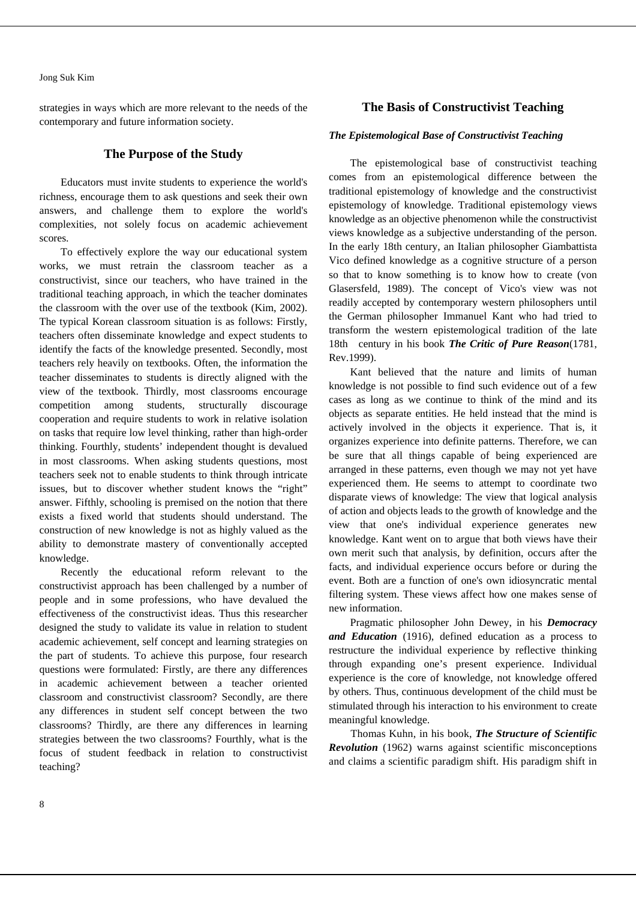strategies in ways which are more relevant to the needs of the contemporary and future information society.

## The Purpose of the Study

Educators must invite students to experience the world's richness, encourage them to ask questions and seek their own answers, and challenge them to explore the world's complexities, not solely focus on academic achievement scores.

To effectively explore the way our educational system works, we must retrain the classroom teacher as a constructivist, since our teachers, who have trained in the traditional teaching approach, in which the teacher dominates the classroom with the over use of the textbook (Kim, 2002). The typical Korean classroom situation is as follows: Firstly, teachers often disseminate knowledge and expect students to identify the facts of the knowledge presented. Secondly, most teachers rely heavily on textbooks. Often, the information the teacher disseminates to students is directly aligned with the view of the textbook. Thirdly, most classrooms encourage competition among students, structurally discourage cooperation and require students to work in relative isolation on tasks that require low level thinking, rather than high-order thinking. Fourthly, students' independent thought is devalued in most classrooms. When asking students questions, most teachers seek not to enable students to think through intricate issues, but to discover whether student knows the "right" answer. Fifthly, schooling is premised on the notion that there exists a fixed world that students should understand. The construction of new knowledge is not as highly valued as the ability to demonstrate mastery of conventionally accepted knowledge.

Recently the educational reform relevant to the constructivist approach has been challenged by a number of people and in some professions, who have devalued the effectiveness of the constructivist ideas. Thus this researcher designed the study to validate its value in relation to student academic achievement, self concept and learning strategies on the part of students. To achieve this purpose, four research questions were formulated: Firstly, are there any differences in academic achievement between a teacher oriented classroom and constructivist classroom? Secondly, are there any differences in student self concept between the two classrooms? Thirdly, are there any differences in learning strategies between the two classrooms? Fourthly, what is the focus of student feedback in relation to constructivist teaching?

## The Basis of Constructivist Teaching

### *The Epistemological Base of Constructivist Teaching*

The epistemological base of constructivist teaching comes from an epistemological difference between the traditional epistemology of knowledge and the constructivist epistemology of knowledge. Traditional epistemology views knowledge as an objective phenomenon while the constructivist views knowledge as a subjective understanding of the person. In the early 18th century, an Italian philosopher Giambattista Vico defined knowledge as a cognitive structure of a person so that to know something is to know how to create (von Glasersfeld, 1989). The concept of Vico's view was not readily accepted by contemporary western philosophers until the German philosopher Immanuel Kant who had tried to transform the western epistemological tradition of the late 18th century in his book ***The Critic of Pure Reason***(1781, Rev.1999).

Kant believed that the nature and limits of human knowledge is not possible to find such evidence out of a few cases as long as we continue to think of the mind and its objects as separate entities. He held instead that the mind is actively involved in the objects it experience. That is, it organizes experience into definite patterns. Therefore, we can be sure that all things capable of being experienced are arranged in these patterns, even though we may not yet have experienced them. He seems to attempt to coordinate two disparate views of knowledge: The view that logical analysis of action and objects leads to the growth of knowledge and the view that one's individual experience generates new knowledge. Kant went on to argue that both views have their own merit such that analysis, by definition, occurs after the facts, and individual experience occurs before or during the event. Both are a function of one's own idiosyncratic mental filtering system. These views affect how one makes sense of new information.

Pragmatic philosopher John Dewey, in his ***Democracy and Education*** (1916), defined education as a process to restructure the individual experience by reflective thinking through expanding one's present experience. Individual experience is the core of knowledge, not knowledge offered by others. Thus, continuous development of the child must be stimulated through his interaction to his environment to create meaningful knowledge.

Thomas Kuhn, in his book, ***The Structure of Scientific Revolution*** (1962) warns against scientific misconceptions and claims a scientific paradigm shift. His paradigm shift in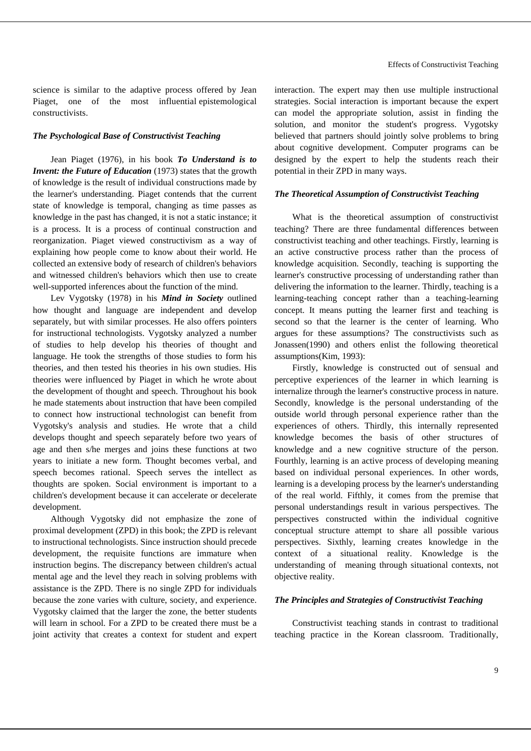science is similar to the adaptive process offered by Jean Piaget, one of the most influential epistemological constructivists.

### *The Psychological Base of Constructivist Teaching*

Jean Piaget (1976), in his book ***To Understand is to Invent: the Future of Education*** (1973) states that the growth of knowledge is the result of individual constructions made by the learner's understanding. Piaget contends that the current state of knowledge is temporal, changing as time passes as knowledge in the past has changed, it is not a static instance; it is a process. It is a process of continual construction and reorganization. Piaget viewed constructivism as a way of explaining how people come to know about their world. He collected an extensive body of research of children's behaviors and witnessed children's behaviors which then use to create well-supported inferences about the function of the mind.

Lev Vygotsky (1978) in his ***Mind in Society*** outlined how thought and language are independent and develop separately, but with similar processes. He also offers pointers for instructional technologists. Vygotsky analyzed a number of studies to help develop his theories of thought and language. He took the strengths of those studies to form his theories, and then tested his theories in his own studies. His theories were influenced by Piaget in which he wrote about the development of thought and speech. Throughout his book he made statements about instruction that have been compiled to connect how instructional technologist can benefit from Vygotsky's analysis and studies. He wrote that a child develops thought and speech separately before two years of age and then s/he merges and joins these functions at two years to initiate a new form. Thought becomes verbal, and speech becomes rational. Speech serves the intellect as thoughts are spoken. Social environment is important to a children's development because it can accelerate or decelerate development.

Although Vygotsky did not emphasize the zone of proximal development (ZPD) in this book; the ZPD is relevant to instructional technologists. Since instruction should precede development, the requisite functions are immature when instruction begins. The discrepancy between children's actual mental age and the level they reach in solving problems with assistance is the ZPD. There is no single ZPD for individuals because the zone varies with culture, society, and experience. Vygotsky claimed that the larger the zone, the better students will learn in school. For a ZPD to be created there must be a joint activity that creates a context for student and expert interaction. The expert may then use multiple instructional strategies. Social interaction is important because the expert can model the appropriate solution, assist in finding the solution, and monitor the student's progress. Vygotsky believed that partners should jointly solve problems to bring about cognitive development. Computer programs can be designed by the expert to help the students reach their potential in their ZPD in many ways.

### *The Theoretical Assumption of Constructivist Teaching*

What is the theoretical assumption of constructivist teaching? There are three fundamental differences between constructivist teaching and other teachings. Firstly, learning is an active constructive process rather than the process of knowledge acquisition. Secondly, teaching is supporting the learner's constructive processing of understanding rather than delivering the information to the learner. Thirdly, teaching is a learning-teaching concept rather than a teaching-learning concept. It means putting the learner first and teaching is second so that the learner is the center of learning. Who argues for these assumptions? The constructivists such as Jonassen(1990) and others enlist the following theoretical assumptions(Kim, 1993):

Firstly, knowledge is constructed out of sensual and perceptive experiences of the learner in which learning is internalize through the learner's constructive process in nature. Secondly, knowledge is the personal understanding of the outside world through personal experience rather than the experiences of others. Thirdly, this internally represented knowledge becomes the basis of other structures of knowledge and a new cognitive structure of the person. Fourthly, learning is an active process of developing meaning based on individual personal experiences. In other words, learning is a developing process by the learner's understanding of the real world. Fifthly, it comes from the premise that personal understandings result in various perspectives. The perspectives constructed within the individual cognitive conceptual structure attempt to share all possible various perspectives. Sixthly, learning creates knowledge in the context of a situational reality. Knowledge is the understanding of meaning through situational contexts, not objective reality.

### *The Principles and Strategies of Constructivist Teaching*

Constructivist teaching stands in contrast to traditional teaching practice in the Korean classroom. Traditionally,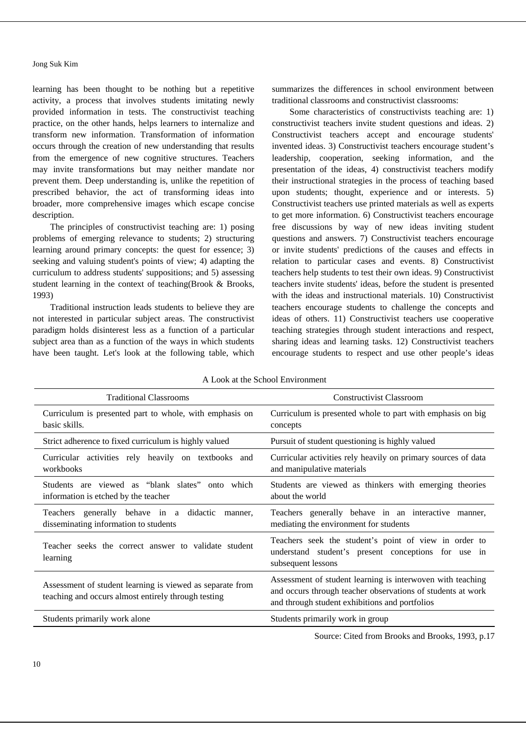learning has been thought to be nothing but a repetitive activity, a process that involves students imitating newly provided information in tests. The constructivist teaching practice, on the other hands, helps learners to internalize and transform new information. Transformation of information occurs through the creation of new understanding that results from the emergence of new cognitive structures. Teachers may invite transformations but may neither mandate nor prevent them. Deep understanding is, unlike the repetition of prescribed behavior, the act of transforming ideas into broader, more comprehensive images which escape concise description.

The principles of constructivist teaching are: 1) posing problems of emerging relevance to students; 2) structuring learning around primary concepts: the quest for essence; 3) seeking and valuing student's points of view; 4) adapting the curriculum to address students' suppositions; and 5) assessing student learning in the context of teaching(Brook & Brooks, 1993)

Traditional instruction leads students to believe they are not interested in particular subject areas. The constructivist paradigm holds disinterest less as a function of a particular subject area than as a function of the ways in which students have been taught. Let's look at the following table, which summarizes the differences in school environment between traditional classrooms and constructivist classrooms:

Some characteristics of constructivists teaching are: 1) constructivist teachers invite student questions and ideas. 2) Constructivist teachers accept and encourage students' invented ideas. 3) Constructivist teachers encourage student's leadership, cooperation, seeking information, and the presentation of the ideas, 4) constructivist teachers modify their instructional strategies in the process of teaching based upon students; thought, experience and or interests. 5) Constructivist teachers use printed materials as well as experts to get more information. 6) Constructivist teachers encourage free discussions by way of new ideas inviting student questions and answers. 7) Constructivist teachers encourage or invite students' predictions of the causes and effects in relation to particular cases and events. 8) Constructivist teachers help students to test their own ideas. 9) Constructivist teachers invite students' ideas, before the student is presented with the ideas and instructional materials. 10) Constructivist teachers encourage students to challenge the concepts and ideas of others. 11) Constructivist teachers use cooperative teaching strategies through student interactions and respect, sharing ideas and learning tasks. 12) Constructivist teachers encourage students to respect and use other people's ideas

A Look at the School Environment

| Traditional Classrooms | Constructivist Classroom |
|---|---|
| Curriculum is presented part to whole, with emphasis on basic skills. | Curriculum is presented whole to part with emphasis on big concepts |
| Strict adherence to fixed curriculum is highly valued | Pursuit of student questioning is highly valued |
| Curricular activities rely heavily on textbooks and workbooks | Curricular activities rely heavily on primary sources of data and manipulative materials |
| Students are viewed as "blank slates" onto which information is etched by the teacher | Students are viewed as thinkers with emerging theories about the world |
| Teachers generally behave in a didactic manner, disseminating information to students | Teachers generally behave in an interactive manner, mediating the environment for students |
| Teacher seeks the correct answer to validate student learning | Teachers seek the student's point of view in order to understand student's present conceptions for use in subsequent lessons |
| Assessment of student learning is viewed as separate from teaching and occurs almost entirely through testing | Assessment of student learning is interwoven with teaching and occurs through teacher observations of students at work and through student exhibitions and portfolios |
| Students primarily work alone | Students primarily work in group |

Source: Cited from Brooks and Brooks, 1993, p.17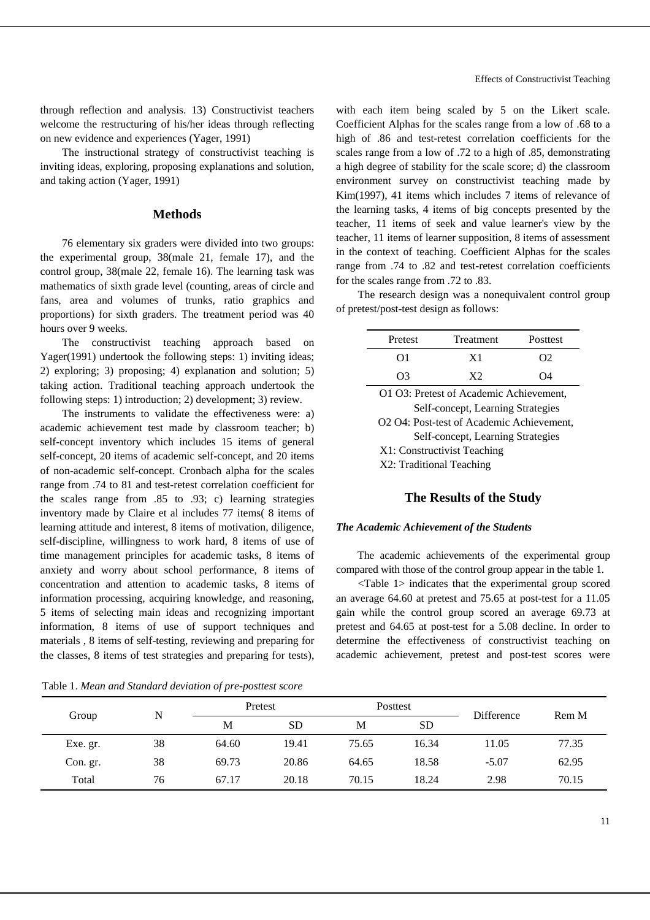through reflection and analysis. 13) Constructivist teachers welcome the restructuring of his/her ideas through reflecting on new evidence and experiences (Yager, 1991)

The instructional strategy of constructivist teaching is inviting ideas, exploring, proposing explanations and solution, and taking action (Yager, 1991)

## Methods

76 elementary six graders were divided into two groups: the experimental group, 38(male 21, female 17), and the control group, 38(male 22, female 16). The learning task was mathematics of sixth grade level (counting, areas of circle and fans, area and volumes of trunks, ratio graphics and proportions) for sixth graders. The treatment period was 40 hours over 9 weeks.

The constructivist teaching approach based on Yager(1991) undertook the following steps: 1) inviting ideas; 2) exploring; 3) proposing; 4) explanation and solution; 5) taking action. Traditional teaching approach undertook the following steps: 1) introduction; 2) development; 3) review.

The instruments to validate the effectiveness were: a) academic achievement test made by classroom teacher; b) self-concept inventory which includes 15 items of general self-concept, 20 items of academic self-concept, and 20 items of non-academic self-concept. Cronbach alpha for the scales range from .74 to 81 and test-retest correlation coefficient for the scales range from .85 to .93; c) learning strategies inventory made by Claire et al includes 77 items( 8 items of learning attitude and interest, 8 items of motivation, diligence, self-discipline, willingness to work hard, 8 items of use of time management principles for academic tasks, 8 items of anxiety and worry about school performance, 8 items of concentration and attention to academic tasks, 8 items of information processing, acquiring knowledge, and reasoning, 5 items of selecting main ideas and recognizing important information, 8 items of use of support techniques and materials , 8 items of self-testing, reviewing and preparing for the classes, 8 items of test strategies and preparing for tests), with each item being scaled by 5 on the Likert scale. Coefficient Alphas for the scales range from a low of .68 to a high of .86 and test-retest correlation coefficients for the scales range from a low of .72 to a high of .85, demonstrating a high degree of stability for the scale score; d) the classroom environment survey on constructivist teaching made by Kim(1997), 41 items which includes 7 items of relevance of the learning tasks, 4 items of big concepts presented by the teacher, 11 items of seek and value learner's view by the teacher, 11 items of learner supposition, 8 items of assessment in the context of teaching. Coefficient Alphas for the scales range from .74 to .82 and test-retest correlation coefficients for the scales range from .72 to .83.

The research design was a nonequivalent control group of pretest/post-test design as follows:

| Pretest | Treatment | Posttest |
|---|---|---|
| O1 | X1 | O2 |
| O3 | X2 | O4 |

O1 O3: Pretest of Academic Achievement, Self-concept, Learning Strategies
O2 O4: Post-test of Academic Achievement, Self-concept, Learning Strategies
X1: Constructivist Teaching
X2: Traditional Teaching

## The Results of the Study

### *The Academic Achievement of the Students*

The academic achievements of the experimental group compared with those of the control group appear in the table 1.

<Table 1> indicates that the experimental group scored an average 64.60 at pretest and 75.65 at post-test for a 11.05 gain while the control group scored an average 69.73 at pretest and 64.65 at post-test for a 5.08 decline. In order to determine the effectiveness of constructivist teaching on academic achievement, pretest and post-test scores were

Table 1. *Mean and Standard deviation of pre-posttest score*

| Group | N | Pretest | | Posttest | | Difference | Rem M |
|---|---|---|---|---|---|---|---|
| | | M | SD | M | SD | | |
| Exe. gr. | 38 | 64.60 | 19.41 | 75.65 | 16.34 | 11.05 | 77.35 |
| Con. gr. | 38 | 69.73 | 20.86 | 64.65 | 18.58 | -5.07 | 62.95 |
| Total | 76 | 67.17 | 20.18 | 70.15 | 18.24 | 2.98 | 70.15 |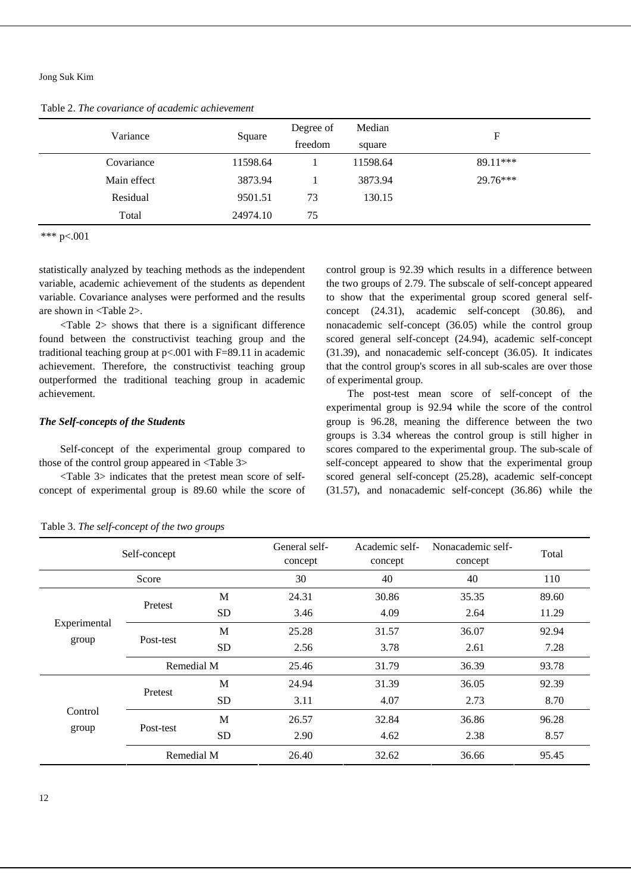Table 2. *The covariance of academic achievement*

| Variance | Square | Degree of freedom | Median square | F |
|---|---|---|---|---|
| Covariance | 11598.64 | 1 | 11598.64 | 89.11*** |
| Main effect | 3873.94 | 1 | 3873.94 | 29.76*** |
| Residual | 9501.51 | 73 | 130.15 | |
| Total | 24974.10 | 75 | | |

*** p<.001

statistically analyzed by teaching methods as the independent variable, academic achievement of the students as dependent variable. Covariance analyses were performed and the results are shown in <Table 2>.

<Table 2> shows that there is a significant difference found between the constructivist teaching group and the traditional teaching group at p<.001 with F=89.11 in academic achievement. Therefore, the constructivist teaching group outperformed the traditional teaching group in academic achievement.

### *The Self-concepts of the Students*

Self-concept of the experimental group compared to those of the control group appeared in <Table 3>

<Table 3> indicates that the pretest mean score of self-concept of experimental group is 89.60 while the score of control group is 92.39 which results in a difference between the two groups of 2.79. The subscale of self-concept appeared to show that the experimental group scored general self-concept (24.31), academic self-concept (30.86), and nonacademic self-concept (36.05) while the control group scored general self-concept (24.94), academic self-concept (31.39), and nonacademic self-concept (36.05). It indicates that the control group's scores in all sub-scales are over those of experimental group.

The post-test mean score of self-concept of the experimental group is 92.94 while the score of the control group is 96.28, meaning the difference between the two groups is 3.34 whereas the control group is still higher in scores compared to the experimental group. The sub-scale of self-concept appeared to show that the experimental group scored general self-concept (25.28), academic self-concept (31.57), and nonacademic self-concept (36.86) while the

Table 3. *The self-concept of the two groups*

| Self-concept | | | General self-concept | Academic self-concept | Nonacademic self-concept | Total |
|---|---|---|---|---|---|---|
| Score | | | 30 | 40 | 40 | 110 |
| Experimental group | Pretest | M | 24.31 | 30.86 | 35.35 | 89.60 |
| | | SD | 3.46 | 4.09 | 2.64 | 11.29 |
| | Post-test | M | 25.28 | 31.57 | 36.07 | 92.94 |
| | | SD | 2.56 | 3.78 | 2.61 | 7.28 |
| | Remedial M | | 25.46 | 31.79 | 36.39 | 93.78 |
| Control group | Pretest | M | 24.94 | 31.39 | 36.05 | 92.39 |
| | | SD | 3.11 | 4.07 | 2.73 | 8.70 |
| | Post-test | M | 26.57 | 32.84 | 36.86 | 96.28 |
| | | SD | 2.90 | 4.62 | 2.38 | 8.57 |
| | Remedial M | | 26.40 | 32.62 | 36.66 | 95.45 |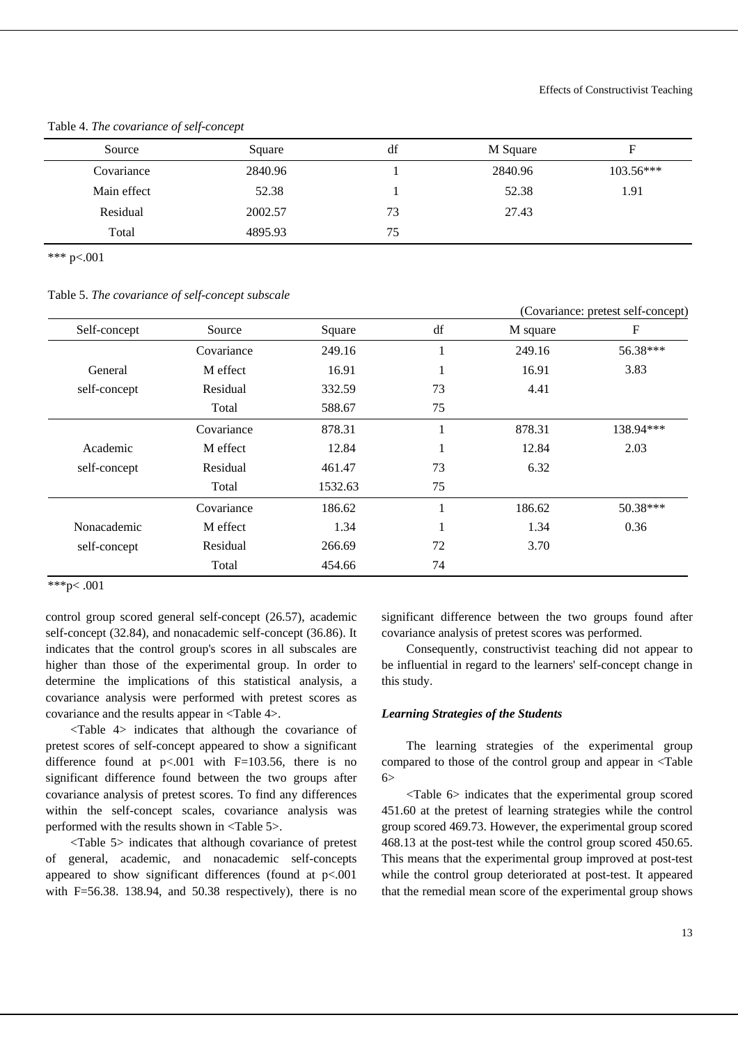Table 4. *The covariance of self-concept*

| Source | Square | df | M Square | F |
|---|---|---|---|---|
| Covariance | 2840.96 | 1 | 2840.96 | 103.56*** |
| Main effect | 52.38 | 1 | 52.38 | 1.91 |
| Residual | 2002.57 | 73 | 27.43 | |
| Total | 4895.93 | 75 | | |

*** p<.001

Table 5. *The covariance of self-concept subscale*

(Covariance: pretest self-concept)

| Self-concept | Source | Square | df | M square | F |
|---|---|---|---|---|---|
| General self-concept | Covariance | 249.16 | 1 | 249.16 | 56.38*** |
| | M effect | 16.91 | 1 | 16.91 | 3.83 |
| | Residual | 332.59 | 73 | 4.41 | |
| | Total | 588.67 | 75 | | |
| Academic self-concept | Covariance | 878.31 | 1 | 878.31 | 138.94*** |
| | M effect | 12.84 | 1 | 12.84 | 2.03 |
| | Residual | 461.47 | 73 | 6.32 | |
| | Total | 1532.63 | 75 | | |
| Nonacademic self-concept | Covariance | 186.62 | 1 | 186.62 | 50.38*** |
| | M effect | 1.34 | 1 | 1.34 | 0.36 |
| | Residual | 266.69 | 72 | 3.70 | |
| | Total | 454.66 | 74 | | |

***p< .001

control group scored general self-concept (26.57), academic self-concept (32.84), and nonacademic self-concept (36.86). It indicates that the control group's scores in all subscales are higher than those of the experimental group. In order to determine the implications of this statistical analysis, a covariance analysis were performed with pretest scores as covariance and the results appear in <Table 4>.

<Table 4> indicates that although the covariance of pretest scores of self-concept appeared to show a significant difference found at p<.001 with F=103.56, there is no significant difference found between the two groups after covariance analysis of pretest scores. To find any differences within the self-concept scales, covariance analysis was performed with the results shown in <Table 5>.

<Table 5> indicates that although covariance of pretest of general, academic, and nonacademic self-concepts appeared to show significant differences (found at p<.001 with F=56.38. 138.94, and 50.38 respectively), there is no significant difference between the two groups found after covariance analysis of pretest scores was performed.

Consequently, constructivist teaching did not appear to be influential in regard to the learners' self-concept change in this study.

#### *Learning Strategies of the Students*

The learning strategies of the experimental group compared to those of the control group and appear in <Table 6>

<Table 6> indicates that the experimental group scored 451.60 at the pretest of learning strategies while the control group scored 469.73. However, the experimental group scored 468.13 at the post-test while the control group scored 450.65. This means that the experimental group improved at post-test while the control group deteriorated at post-test. It appeared that the remedial mean score of the experimental group shows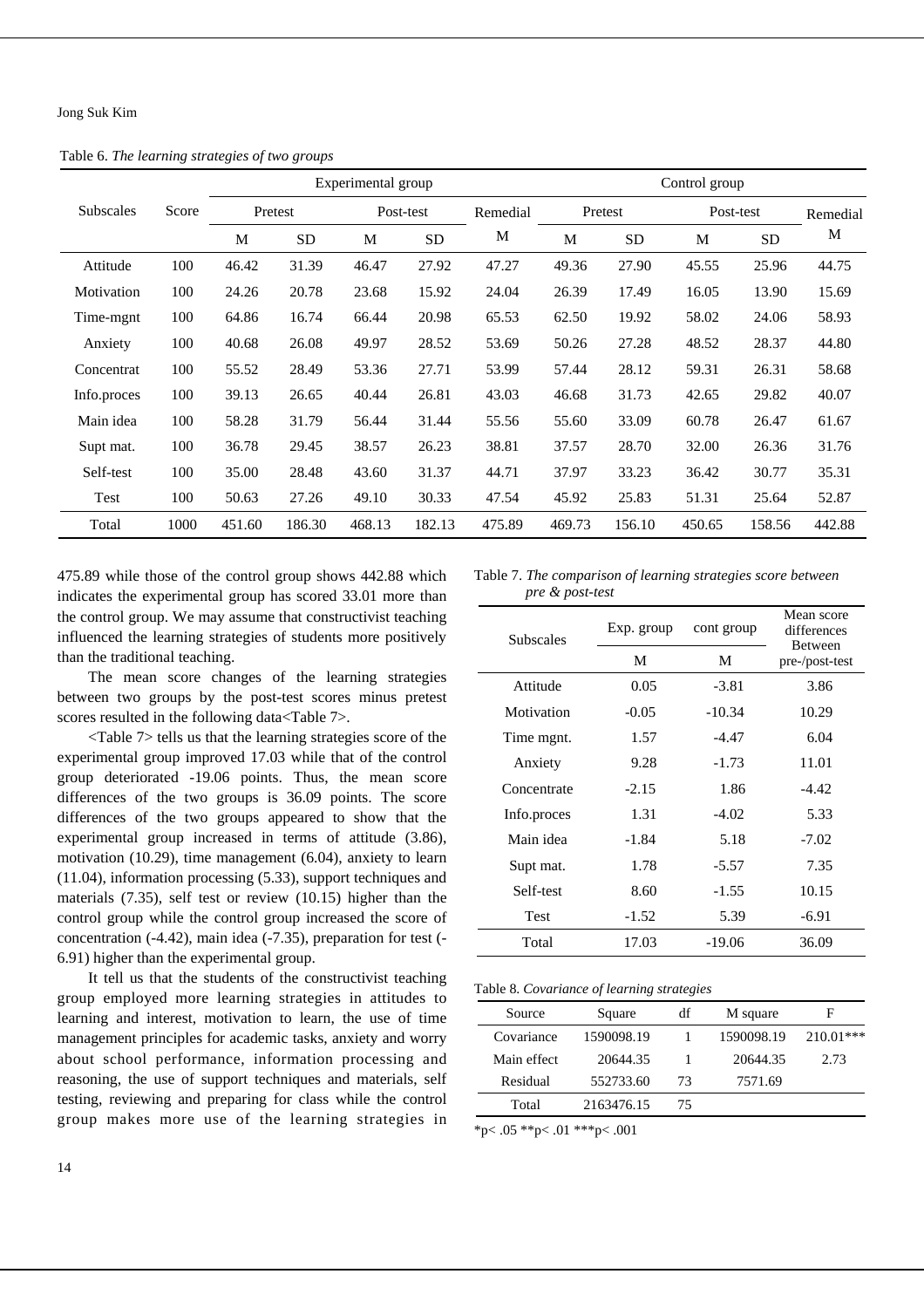Table 6. *The learning strategies of two groups*

| Subscales | Score | Experimental group | | | | | Control group | | | | |
|---|---|---|---|---|---|---|---|---|---|---|---|
| | | Pretest | | Post-test | | Remedial | Pretest | | Post-test | | Remedial |
| | | M | SD | M | SD | M | M | SD | M | SD | M |
| Attitude | 100 | 46.42 | 31.39 | 46.47 | 27.92 | 47.27 | 49.36 | 27.90 | 45.55 | 25.96 | 44.75 |
| Motivation | 100 | 24.26 | 20.78 | 23.68 | 15.92 | 24.04 | 26.39 | 17.49 | 16.05 | 13.90 | 15.69 |
| Time-mgnt | 100 | 64.86 | 16.74 | 66.44 | 20.98 | 65.53 | 62.50 | 19.92 | 58.02 | 24.06 | 58.93 |
| Anxiety | 100 | 40.68 | 26.08 | 49.97 | 28.52 | 53.69 | 50.26 | 27.28 | 48.52 | 28.37 | 44.80 |
| Concentrat | 100 | 55.52 | 28.49 | 53.36 | 27.71 | 53.99 | 57.44 | 28.12 | 59.31 | 26.31 | 58.68 |
| Info.proces | 100 | 39.13 | 26.65 | 40.44 | 26.81 | 43.03 | 46.68 | 31.73 | 42.65 | 29.82 | 40.07 |
| Main idea | 100 | 58.28 | 31.79 | 56.44 | 31.44 | 55.56 | 55.60 | 33.09 | 60.78 | 26.47 | 61.67 |
| Supt mat. | 100 | 36.78 | 29.45 | 38.57 | 26.23 | 38.81 | 37.57 | 28.70 | 32.00 | 26.36 | 31.76 |
| Self-test | 100 | 35.00 | 28.48 | 43.60 | 31.37 | 44.71 | 37.97 | 33.23 | 36.42 | 30.77 | 35.31 |
| Test | 100 | 50.63 | 27.26 | 49.10 | 30.33 | 47.54 | 45.92 | 25.83 | 51.31 | 25.64 | 52.87 |
| Total | 1000 | 451.60 | 186.30 | 468.13 | 182.13 | 475.89 | 469.73 | 156.10 | 450.65 | 158.56 | 442.88 |

475.89 while those of the control group shows 442.88 which indicates the experimental group has scored 33.01 more than the control group. We may assume that constructivist teaching influenced the learning strategies of students more positively than the traditional teaching.

The mean score changes of the learning strategies between two groups by the post-test scores minus pretest scores resulted in the following data<Table 7>.

<Table 7> tells us that the learning strategies score of the experimental group improved 17.03 while that of the control group deteriorated -19.06 points. Thus, the mean score differences of the two groups is 36.09 points. The score differences of the two groups appeared to show that the experimental group increased in terms of attitude (3.86), motivation (10.29), time management (6.04), anxiety to learn (11.04), information processing (5.33), support techniques and materials (7.35), self test or review (10.15) higher than the control group while the control group increased the score of concentration (-4.42), main idea (-7.35), preparation for test (-6.91) higher than the experimental group.

It tell us that the students of the constructivist teaching group employed more learning strategies in attitudes to learning and interest, motivation to learn, the use of time management principles for academic tasks, anxiety and worry about school performance, information processing and reasoning, the use of support techniques and materials, self testing, reviewing and preparing for class while the control group makes more use of the learning strategies in

Table 7. *The comparison of learning strategies score between pre & post-test*

| Subscales | Exp. group | cont group | Mean score differences Between pre-/post-test |
|---|---|---|---|
| | M | M | |
| Attitude | 0.05 | -3.81 | 3.86 |
| Motivation | -0.05 | -10.34 | 10.29 |
| Time mgnt. | 1.57 | -4.47 | 6.04 |
| Anxiety | 9.28 | -1.73 | 11.01 |
| Concentrate | -2.15 | 1.86 | -4.42 |
| Info.proces | 1.31 | -4.02 | 5.33 |
| Main idea | -1.84 | 5.18 | -7.02 |
| Supt mat. | 1.78 | -5.57 | 7.35 |
| Self-test | 8.60 | -1.55 | 10.15 |
| Test | -1.52 | 5.39 | -6.91 |
| Total | 17.03 | -19.06 | 36.09 |

Table 8. *Covariance of learning strategies*

| Source | Square | df | M square | F |
|---|---|---|---|---|
| Covariance | 1590098.19 | 1 | 1590098.19 | 210.01*** |
| Main effect | 20644.35 | 1 | 20644.35 | 2.73 |
| Residual | 552733.60 | 73 | 7571.69 | |
| Total | 2163476.15 | 75 | | |

*p< .05 **p< .01 ***p< .001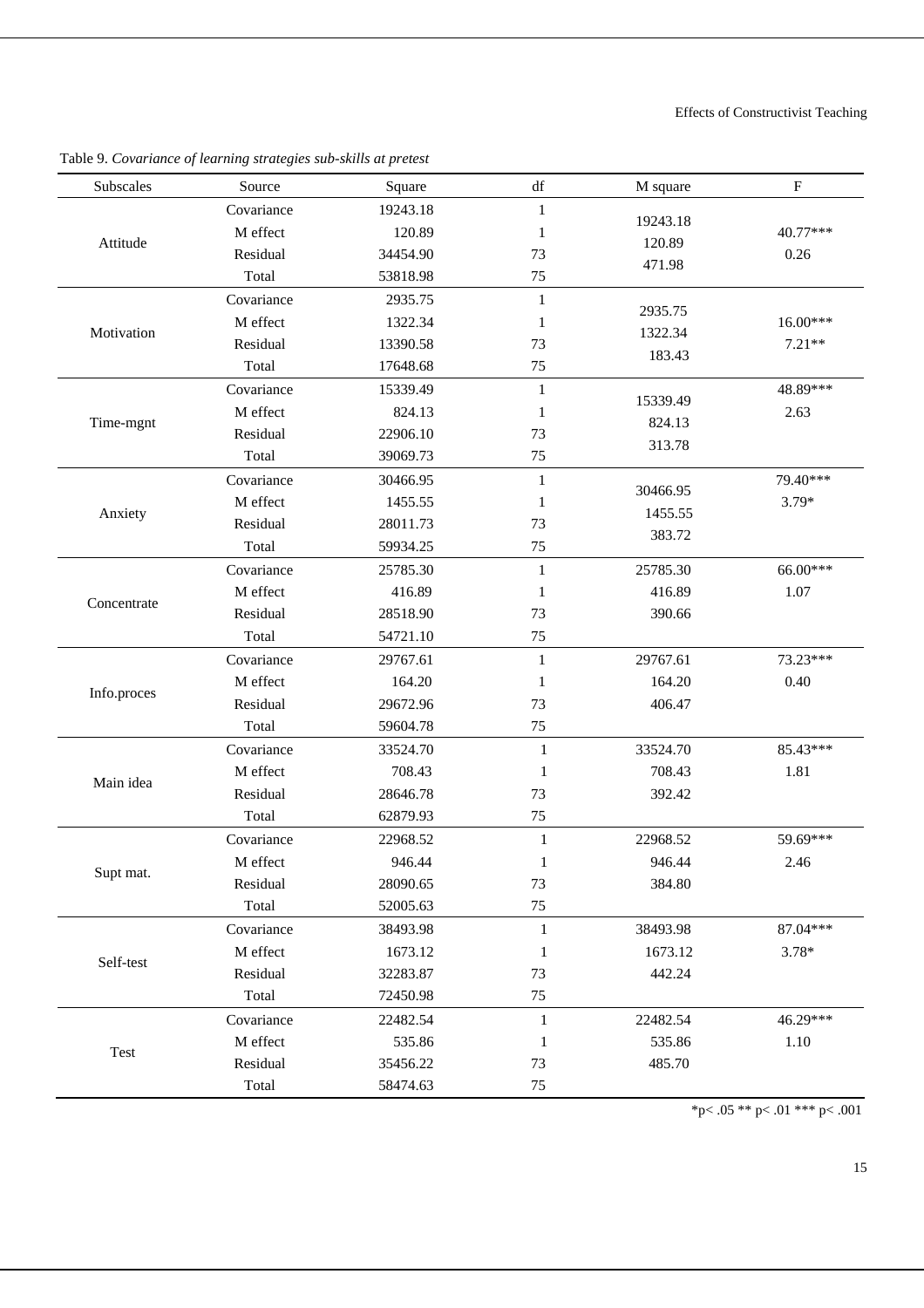Table 9. *Covariance of learning strategies sub-skills at pretest*

| Subscales | Source | Square | df | M square | F |
|---|---|---|---|---|---|
| Attitude | Covariance | 19243.18 | 1 | 19243.18 | 40.77*** |
| | M effect | 120.89 | 1 | 120.89 | 0.26 |
| | Residual | 34454.90 | 73 | 471.98 | |
| | Total | 53818.98 | 75 | | |
| Motivation | Covariance | 2935.75 | 1 | 2935.75 | 16.00*** |
| | M effect | 1322.34 | 1 | 1322.34 | 7.21** |
| | Residual | 13390.58 | 73 | 183.43 | |
| | Total | 17648.68 | 75 | | |
| Time-mgnt | Covariance | 15339.49 | 1 | 15339.49 | 48.89*** |
| | M effect | 824.13 | 1 | 824.13 | 2.63 |
| | Residual | 22906.10 | 73 | 313.78 | |
| | Total | 39069.73 | 75 | | |
| Anxiety | Covariance | 30466.95 | 1 | 30466.95 | 79.40*** |
| | M effect | 1455.55 | 1 | 1455.55 | 3.79* |
| | Residual | 28011.73 | 73 | 383.72 | |
| | Total | 59934.25 | 75 | | |
| Concentrate | Covariance | 25785.30 | 1 | 25785.30 | 66.00*** |
| | M effect | 416.89 | 1 | 416.89 | 1.07 |
| | Residual | 28518.90 | 73 | 390.66 | |
| | Total | 54721.10 | 75 | | |
| Info.proces | Covariance | 29767.61 | 1 | 29767.61 | 73.23*** |
| | M effect | 164.20 | 1 | 164.20 | 0.40 |
| | Residual | 29672.96 | 73 | 406.47 | |
| | Total | 59604.78 | 75 | | |
| Main idea | Covariance | 33524.70 | 1 | 33524.70 | 85.43*** |
| | M effect | 708.43 | 1 | 708.43 | 1.81 |
| | Residual | 28646.78 | 73 | 392.42 | |
| | Total | 62879.93 | 75 | | |
| Supt mat. | Covariance | 22968.52 | 1 | 22968.52 | 59.69*** |
| | M effect | 946.44 | 1 | 946.44 | 2.46 |
| | Residual | 28090.65 | 73 | 384.80 | |
| | Total | 52005.63 | 75 | | |
| Self-test | Covariance | 38493.98 | 1 | 38493.98 | 87.04*** |
| | M effect | 1673.12 | 1 | 1673.12 | 3.78* |
| | Residual | 32283.87 | 73 | 442.24 | |
| | Total | 72450.98 | 75 | | |
| Test | Covariance | 22482.54 | 1 | 22482.54 | 46.29*** |
| | M effect | 535.86 | 1 | 535.86 | 1.10 |
| | Residual | 35456.22 | 73 | 485.70 | |
| | Total | 58474.63 | 75 | | |

*$p < .05$ ** $p < .01$ *** $p < .001$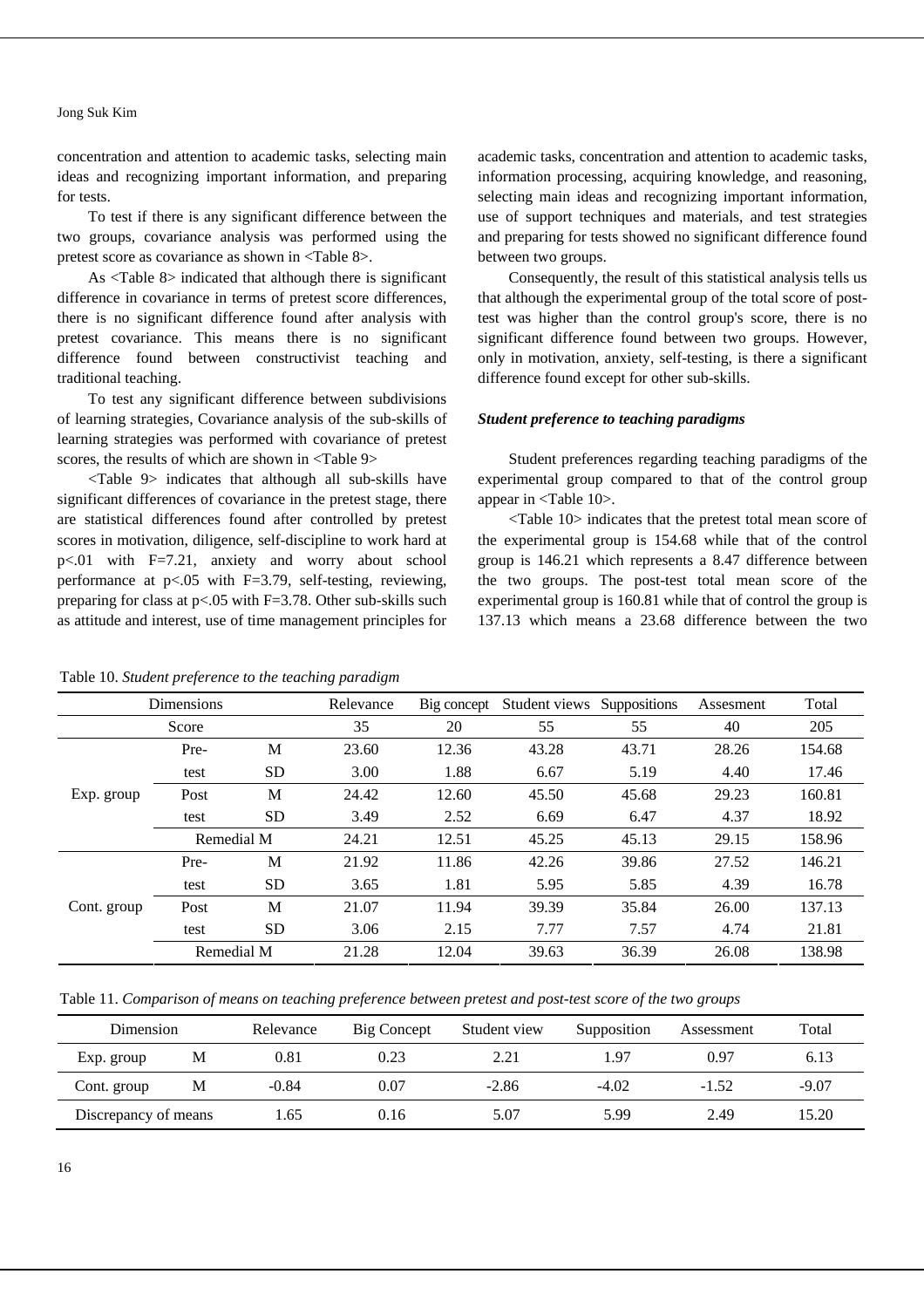concentration and attention to academic tasks, selecting main ideas and recognizing important information, and preparing for tests.

To test if there is any significant difference between the two groups, covariance analysis was performed using the pretest score as covariance as shown in <Table 8>.

As <Table 8> indicated that although there is significant difference in covariance in terms of pretest score differences, there is no significant difference found after analysis with pretest covariance. This means there is no significant difference found between constructivist teaching and traditional teaching.

To test any significant difference between subdivisions of learning strategies, Covariance analysis of the sub-skills of learning strategies was performed with covariance of pretest scores, the results of which are shown in <Table 9>

<Table 9> indicates that although all sub-skills have significant differences of covariance in the pretest stage, there are statistical differences found after controlled by pretest scores in motivation, diligence, self-discipline to work hard at $p<.01$ with $F=7.21$, anxiety and worry about school performance at $p<.05$ with $F=3.79$, self-testing, reviewing, preparing for class at $p<.05$ with $F=3.78$. Other sub-skills such as attitude and interest, use of time management principles for academic tasks, concentration and attention to academic tasks, information processing, acquiring knowledge, and reasoning, selecting main ideas and recognizing important information, use of support techniques and materials, and test strategies and preparing for tests showed no significant difference found between two groups.

Consequently, the result of this statistical analysis tells us that although the experimental group of the total score of post-test was higher than the control group's score, there is no significant difference found between two groups. However, only in motivation, anxiety, self-testing, is there a significant difference found except for other sub-skills.

### *Student preference to teaching paradigms*

Student preferences regarding teaching paradigms of the experimental group compared to that of the control group appear in <Table 10>.

<Table 10> indicates that the pretest total mean score of the experimental group is 154.68 while that of the control group is 146.21 which represents a 8.47 difference between the two groups. The post-test total mean score of the experimental group is 160.81 while that of control the group is 137.13 which means a 23.68 difference between the two

Table 10. *Student preference to the teaching paradigm*

| Dimensions | | | Relevance | Big concept | Student views | Suppositions | Assesment | Total |
|---|---|---|---|---|---|---|---|---|
| Score | | | 35 | 20 | 55 | 55 | 40 | 205 |
| Exp. group | Pre-test | M | 23.60 | 12.36 | 43.28 | 43.71 | 28.26 | 154.68 |
| | | SD | 3.00 | 1.88 | 6.67 | 5.19 | 4.40 | 17.46 |
| | Post test | M | 24.42 | 12.60 | 45.50 | 45.68 | 29.23 | 160.81 |
| | | SD | 3.49 | 2.52 | 6.69 | 6.47 | 4.37 | 18.92 |
| | Remedial M | | 24.21 | 12.51 | 45.25 | 45.13 | 29.15 | 158.96 |
| Cont. group | Pre-test | M | 21.92 | 11.86 | 42.26 | 39.86 | 27.52 | 146.21 |
| | | SD | 3.65 | 1.81 | 5.95 | 5.85 | 4.39 | 16.78 |
| | Post test | M | 21.07 | 11.94 | 39.39 | 35.84 | 26.00 | 137.13 |
| | | SD | 3.06 | 2.15 | 7.77 | 7.57 | 4.74 | 21.81 |
| | Remedial M | | 21.28 | 12.04 | 39.63 | 36.39 | 26.08 | 138.98 |

Table 11. *Comparison of means on teaching preference between pretest and post-test score of the two groups*

| Dimension | | Relevance | Big Concept | Student view | Supposition | Assessment | Total |
|---|---|---|---|---|---|---|---|
| Exp. group | M | 0.81 | 0.23 | 2.21 | 1.97 | 0.97 | 6.13 |
| Cont. group | M | -0.84 | 0.07 | -2.86 | -4.02 | -1.52 | -9.07 |
| Discrepancy of means | | 1.65 | 0.16 | 5.07 | 5.99 | 2.49 | 15.20 |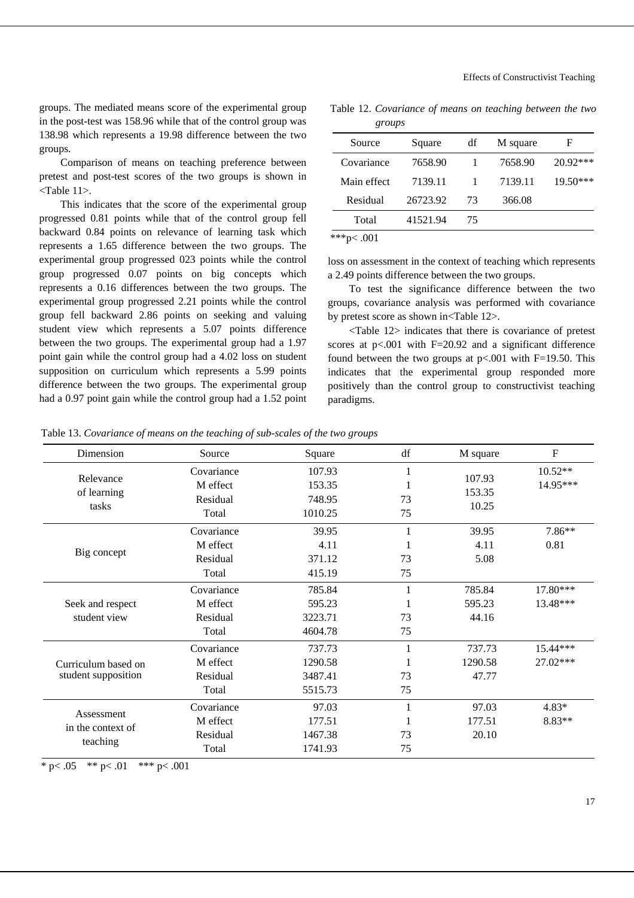groups. The mediated means score of the experimental group in the post-test was 158.96 while that of the control group was 138.98 which represents a 19.98 difference between the two groups.

Comparison of means on teaching preference between pretest and post-test scores of the two groups is shown in <Table 11>.

This indicates that the score of the experimental group progressed 0.81 points while that of the control group fell backward 0.84 points on relevance of learning task which represents a 1.65 difference between the two groups. The experimental group progressed 023 points while the control group progressed 0.07 points on big concepts which represents a 0.16 differences between the two groups. The experimental group progressed 2.21 points while the control group fell backward 2.86 points on seeking and valuing student view which represents a 5.07 points difference between the two groups. The experimental group had a 1.97 point gain while the control group had a 4.02 loss on student supposition on curriculum which represents a 5.99 points difference between the two groups. The experimental group had a 0.97 point gain while the control group had a 1.52 point loss on assessment in the context of teaching which represents a 2.49 points difference between the two groups.

Table 12. *Covariance of means on teaching between the two groups*

| Source | Square | df | M square | F |
|---|---|---|---|---|
| Covariance | 7658.90 | 1 | 7658.90 | 20.92*** |
| Main effect | 7139.11 | 1 | 7139.11 | 19.50*** |
| Residual | 26723.92 | 73 | 366.08 | |
| Total | 41521.94 | 75 | | |

***p< .001

To test the significance difference between the two groups, covariance analysis was performed with covariance by pretest score as shown in<Table 12>.

<Table 12> indicates that there is covariance of pretest scores at p<.001 with F=20.92 and a significant difference found between the two groups at p<.001 with F=19.50. This indicates that the experimental group responded more positively than the control group to constructivist teaching paradigms.

Table 13. *Covariance of means on the teaching of sub-scales of the two groups*

| Dimension | Source | Square | df | M square | F |
|---|---|---|---|---|---|
| Relevance of learning tasks | Covariance | 107.93 | 1 | 107.93 | 10.52** |
| | M effect | 153.35 | 1 | 153.35 | 14.95*** |
| | Residual | 748.95 | 73 | 10.25 | |
| | Total | 1010.25 | 75 | | |
| Big concept | Covariance | 39.95 | 1 | 39.95 | 7.86** |
| | M effect | 4.11 | 1 | 4.11 | 0.81 |
| | Residual | 371.12 | 73 | 5.08 | |
| | Total | 415.19 | 75 | | |
| Seek and respect student view | Covariance | 785.84 | 1 | 785.84 | 17.80*** |
| | M effect | 595.23 | 1 | 595.23 | 13.48*** |
| | Residual | 3223.71 | 73 | 44.16 | |
| | Total | 4604.78 | 75 | | |
| Curriculum based on student supposition | Covariance | 737.73 | 1 | 737.73 | 15.44*** |
| | M effect | 1290.58 | 1 | 1290.58 | 27.02*** |
| | Residual | 3487.41 | 73 | 47.77 | |
| | Total | 5515.73 | 75 | | |
| Assessment in the context of teaching | Covariance | 97.03 | 1 | 97.03 | 4.83* |
| | M effect | 177.51 | 1 | 177.51 | 8.83** |
| | Residual | 1467.38 | 73 | 20.10 | |
| | Total | 1741.93 | 75 | | |

\* p< .05 ** p< .01 *** p< .001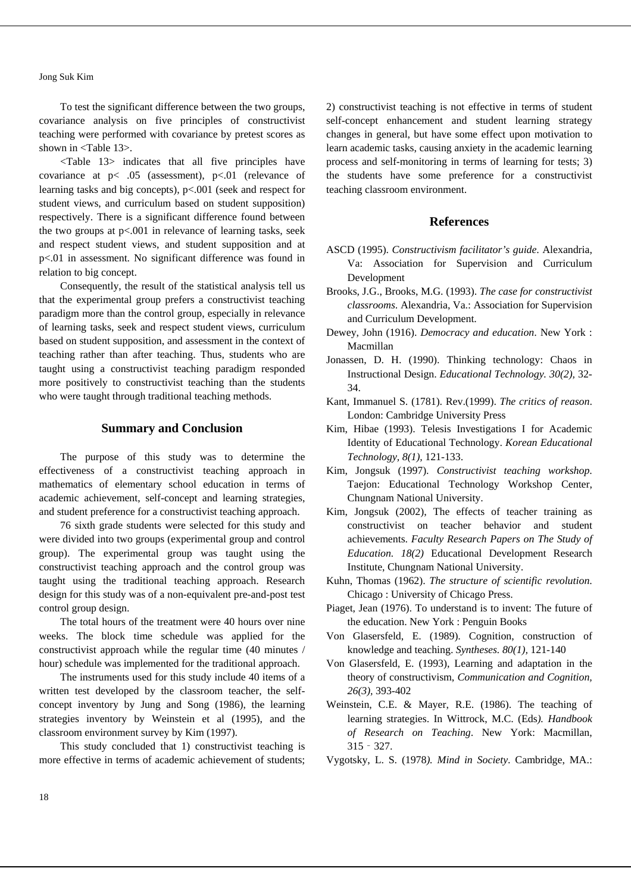To test the significant difference between the two groups, covariance analysis on five principles of constructivist teaching were performed with covariance by pretest scores as shown in <Table 13>.

<Table 13> indicates that all five principles have covariance at $p< .05$ (assessment), $p<.01$ (relevance of learning tasks and big concepts), $p<.001$ (seek and respect for student views, and curriculum based on student supposition) respectively. There is a significant difference found between the two groups at $p<.001$ in relevance of learning tasks, seek and respect student views, and student supposition and at $p<.01$ in assessment. No significant difference was found in relation to big concept.

Consequently, the result of the statistical analysis tell us that the experimental group prefers a constructivist teaching paradigm more than the control group, especially in relevance of learning tasks, seek and respect student views, curriculum based on student supposition, and assessment in the context of teaching rather than after teaching. Thus, students who are taught using a constructivist teaching paradigm responded more positively to constructivist teaching than the students who were taught through traditional teaching methods.

## Summary and Conclusion

The purpose of this study was to determine the effectiveness of a constructivist teaching approach in mathematics of elementary school education in terms of academic achievement, self-concept and learning strategies, and student preference for a constructivist teaching approach.

76 sixth grade students were selected for this study and were divided into two groups (experimental group and control group). The experimental group was taught using the constructivist teaching approach and the control group was taught using the traditional teaching approach. Research design for this study was of a non-equivalent pre-and-post test control group design.

The total hours of the treatment were 40 hours over nine weeks. The block time schedule was applied for the constructivist approach while the regular time (40 minutes / hour) schedule was implemented for the traditional approach.

The instruments used for this study include 40 items of a written test developed by the classroom teacher, the self-concept inventory by Jung and Song (1986), the learning strategies inventory by Weinstein et al (1995), and the classroom environment survey by Kim (1997).

This study concluded that 1) constructivist teaching is more effective in terms of academic achievement of students; 2) constructivist teaching is not effective in terms of student self-concept enhancement and student learning strategy changes in general, but have some effect upon motivation to learn academic tasks, causing anxiety in the academic learning process and self-monitoring in terms of learning for tests; 3) the students have some preference for a constructivist teaching classroom environment.

## References

ASCD (1995). *Constructivism facilitator's guide*. Alexandria, Va: Association for Supervision and Curriculum Development

Brooks, J.G., Brooks, M.G. (1993). *The case for constructivist classrooms*. Alexandria, Va.: Association for Supervision and Curriculum Development.

Dewey, John (1916). *Democracy and education*. New York : Macmillan

Jonassen, D. H. (1990). Thinking technology: Chaos in Instructional Design. *Educational Technology. 30(2),* 32-34.

Kant, Immanuel S. (1781). Rev.(1999). *The critics of reason*. London: Cambridge University Press

Kim, Hibae (1993). Telesis Investigations I for Academic Identity of Educational Technology. *Korean Educational Technology, 8(1),* 121-133.

Kim, Jongsuk (1997). *Constructivist teaching workshop*. Taejon: Educational Technology Workshop Center, Chungnam National University.

Kim, Jongsuk (2002), The effects of teacher training as constructivist on teacher behavior and student achievements. *Faculty Research Papers on The Study of Education. 18(2)* Educational Development Research Institute, Chungnam National University.

Kuhn, Thomas (1962). *The structure of scientific revolution*. Chicago : University of Chicago Press.

Piaget, Jean (1976). To understand is to invent: The future of the education. New York : Penguin Books

Von Glasersfeld, E. (1989). Cognition, construction of knowledge and teaching. *Syntheses. 80(1),* 121-140

Von Glasersfeld, E. (1993), Learning and adaptation in the theory of constructivism, *Communication and Cognition, 26(3),* 393-402

Weinstein, C.E. & Mayer, R.E. (1986). The teaching of learning strategies. In Wittrock, M.C. (Eds*). Handbook of Research on Teaching*. New York: Macmillan, 315 - 327.

Vygotsky, L. S. (1978*). Mind in Society*. Cambridge, MA.: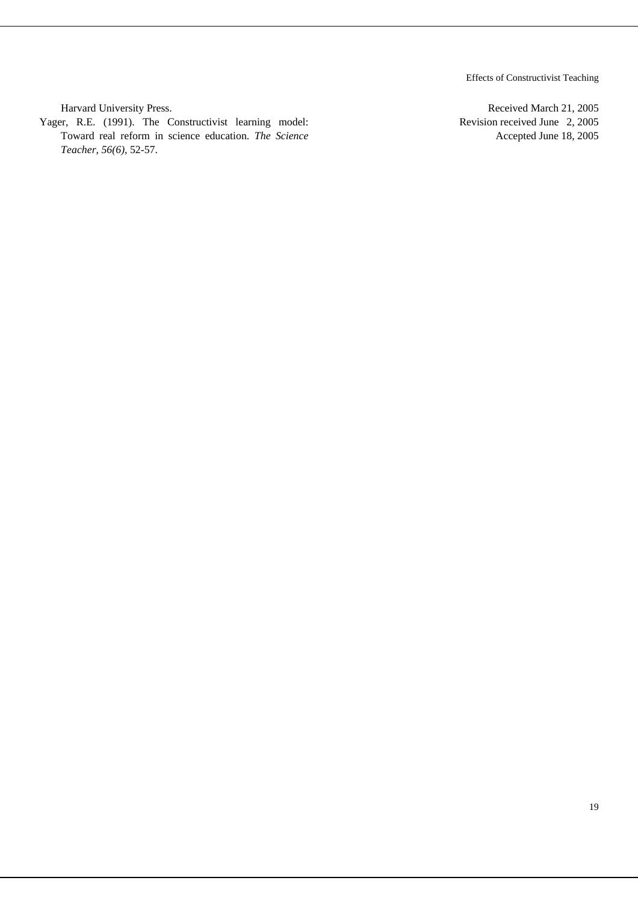Harvard University Press.

Yager, R.E. (1991). The Constructivist learning model: Toward real reform in science education. *The Science Teacher, 56(6)*, 52-57.

Received March 21, 2005  
Revision received June 2, 2005  
Accepted June 18, 2005